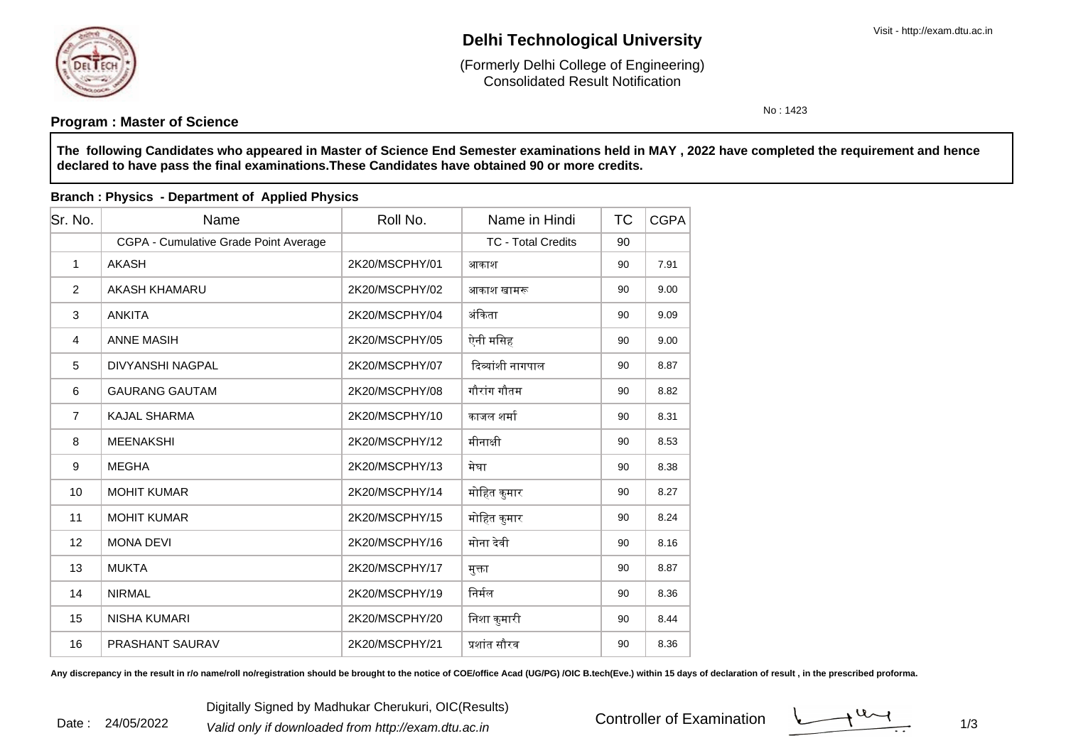# Delhi Technological University

(Formerly Delhi College of Engineering)
Consolidated Result Notification

Visit - http://exam.dtu.ac.in

No : 1423

**Program : Master of Science**

**The following Candidates who appeared in Master of Science End Semester examinations held in MAY , 2022 have completed the requirement and hence declared to have pass the final examinations.These Candidates have obtained 90 or more credits.**

**Branch : Physics - Department of Applied Physics**

| Sr. No. | Name | Roll No. | Name in Hindi | TC | CGPA |
|---|---|---|---|---|---|
| | CGPA - Cumulative Grade Point Average | | TC - Total Credits | 90 | |
| 1 | AKASH | 2K20/MSCPHY/01 | आकाश | 90 | 7.91 |
| 2 | AKASH KHAMARU | 2K20/MSCPHY/02 | आकाश खामरू | 90 | 9.00 |
| 3 | ANKITA | 2K20/MSCPHY/04 | अंकिता | 90 | 9.09 |
| 4 | ANNE MASIH | 2K20/MSCPHY/05 | ऐनी मसिह | 90 | 9.00 |
| 5 | DIVYANSHI NAGPAL | 2K20/MSCPHY/07 | दिव्यांशी नागपाल | 90 | 8.87 |
| 6 | GAURANG GAUTAM | 2K20/MSCPHY/08 | गौरांग गौतम | 90 | 8.82 |
| 7 | KAJAL SHARMA | 2K20/MSCPHY/10 | काजल शर्मा | 90 | 8.31 |
| 8 | MEENAKSHI | 2K20/MSCPHY/12 | मीनाक्षी | 90 | 8.53 |
| 9 | MEGHA | 2K20/MSCPHY/13 | मेघा | 90 | 8.38 |
| 10 | MOHIT KUMAR | 2K20/MSCPHY/14 | मोहित कुमार | 90 | 8.27 |
| 11 | MOHIT KUMAR | 2K20/MSCPHY/15 | मोहित कुमार | 90 | 8.24 |
| 12 | MONA DEVI | 2K20/MSCPHY/16 | मोना देवी | 90 | 8.16 |
| 13 | MUKTA | 2K20/MSCPHY/17 | मुक्ता | 90 | 8.87 |
| 14 | NIRMAL | 2K20/MSCPHY/19 | निर्मल | 90 | 8.36 |
| 15 | NISHA KUMARI | 2K20/MSCPHY/20 | निशा कुमारी | 90 | 8.44 |
| 16 | PRASHANT SAURAV | 2K20/MSCPHY/21 | प्रशांत सौरव | 90 | 8.36 |

**Any discrepancy in the result in r/o name/roll no/registration should be brought to the notice of COE/office Acad (UG/PG) /OIC B.tech(Eve.) within 15 days of declaration of result , in the prescribed proforma.**

Date : 24/05/2022

Digitally Signed by Madhukar Cherukuri, OIC(Results)

*Valid only if downloaded from http://exam.dtu.ac.in*

Controller of Examination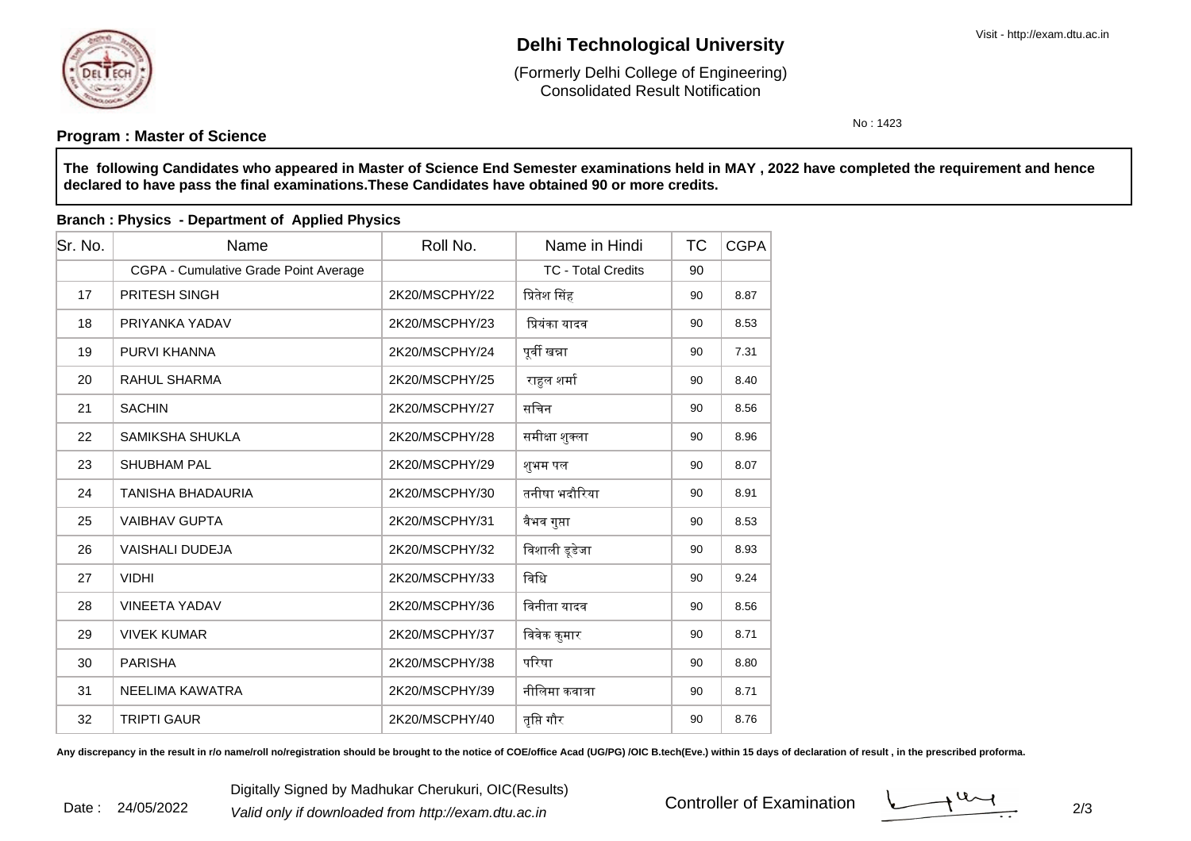# Delhi Technological University

(Formerly Delhi College of Engineering)
Consolidated Result Notification

No : 1423

**Program : Master of Science**

**The following Candidates who appeared in Master of Science End Semester examinations held in MAY , 2022 have completed the requirement and hence declared to have pass the final examinations.These Candidates have obtained 90 or more credits.**

**Branch : Physics - Department of Applied Physics**

| Sr. No. | Name | Roll No. | Name in Hindi | TC | CGPA |
|---|---|---|---|---|---|
| | CGPA - Cumulative Grade Point Average | | TC - Total Credits | 90 | |
| 17 | PRITESH SINGH | 2K20/MSCPHY/22 | प्रितेश सिंह | 90 | 8.87 |
| 18 | PRIYANKA YADAV | 2K20/MSCPHY/23 | प्रियंका यादव | 90 | 8.53 |
| 19 | PURVI KHANNA | 2K20/MSCPHY/24 | पूर्वी खन्ना | 90 | 7.31 |
| 20 | RAHUL SHARMA | 2K20/MSCPHY/25 | राहुल शर्मा | 90 | 8.40 |
| 21 | SACHIN | 2K20/MSCPHY/27 | सचिन | 90 | 8.56 |
| 22 | SAMIKSHA SHUKLA | 2K20/MSCPHY/28 | समीक्षा शुक्ला | 90 | 8.96 |
| 23 | SHUBHAM PAL | 2K20/MSCPHY/29 | शुभम पल | 90 | 8.07 |
| 24 | TANISHA BHADAURIA | 2K20/MSCPHY/30 | तनीषा भदौरिया | 90 | 8.91 |
| 25 | VAIBHAV GUPTA | 2K20/MSCPHY/31 | वैभव गुप्ता | 90 | 8.53 |
| 26 | VAISHALI DUDEJA | 2K20/MSCPHY/32 | विशाली डूडेजा | 90 | 8.93 |
| 27 | VIDHI | 2K20/MSCPHY/33 | विधि | 90 | 9.24 |
| 28 | VINEETA YADAV | 2K20/MSCPHY/36 | विनीता यादव | 90 | 8.56 |
| 29 | VIVEK KUMAR | 2K20/MSCPHY/37 | विवेक कुमार | 90 | 8.71 |
| 30 | PARISHA | 2K20/MSCPHY/38 | परिषा | 90 | 8.80 |
| 31 | NEELIMA KAWATRA | 2K20/MSCPHY/39 | नीलिमा कवात्रा | 90 | 8.71 |
| 32 | TRIPTI GAUR | 2K20/MSCPHY/40 | तृप्ति गौर | 90 | 8.76 |

**Any discrepancy in the result in r/o name/roll no/registration should be brought to the notice of COE/office Acad (UG/PG) /OIC B.tech(Eve.) within 15 days of declaration of result , in the prescribed proforma.**

Date : 24/05/2022

Digitally Signed by Madhukar Cherukuri, OIC(Results)

*Valid only if downloaded from http://exam.dtu.ac.in*

Controller of Examination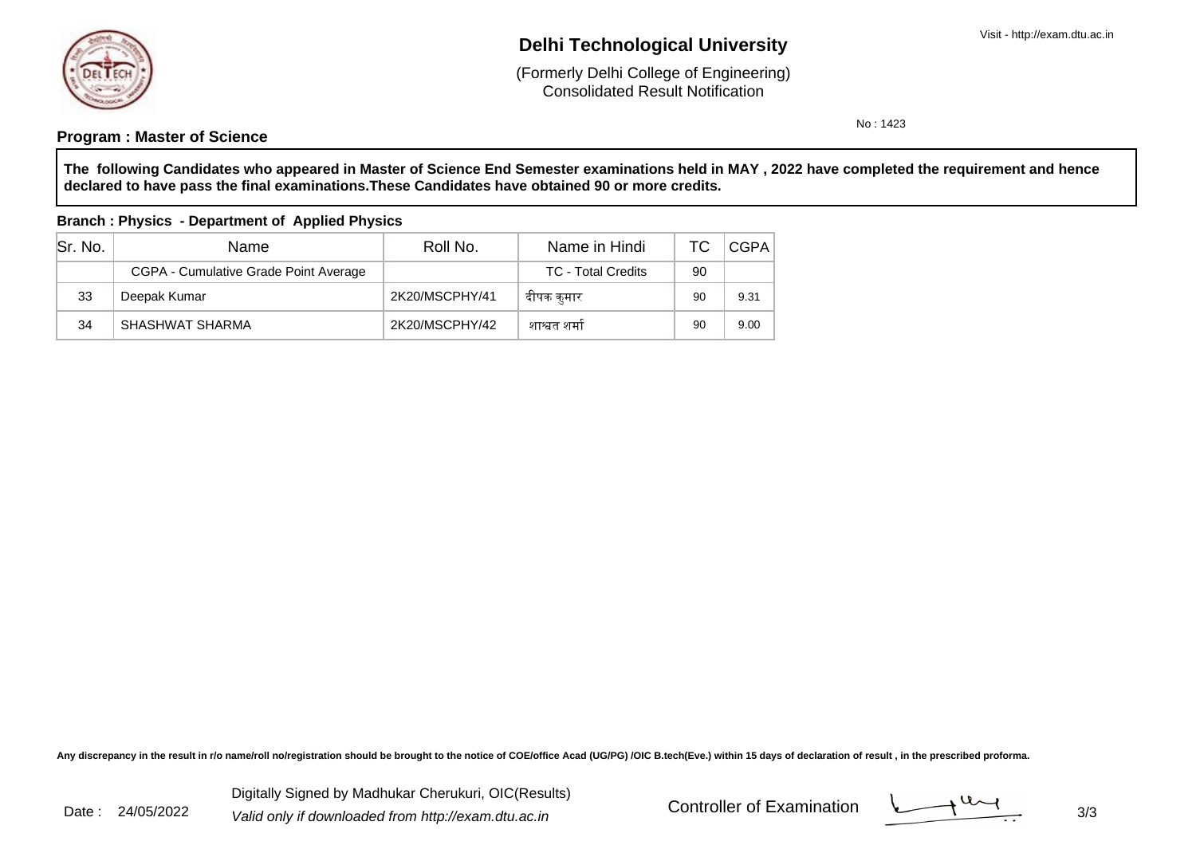# Delhi Technological University

(Formerly Delhi College of Engineering)
Consolidated Result Notification

Visit - http://exam.dtu.ac.in

No : 1423

**Program : Master of Science**

**The following Candidates who appeared in Master of Science End Semester examinations held in MAY , 2022 have completed the requirement and hence declared to have pass the final examinations.These Candidates have obtained 90 or more credits.**

**Branch : Physics - Department of Applied Physics**

| Sr. No. | Name | Roll No. | Name in Hindi | TC | CGPA |
|---|---|---|---|---|---|
| | CGPA - Cumulative Grade Point Average | | TC - Total Credits | 90 | |
| 33 | Deepak Kumar | 2K20/MSCPHY/41 | दीपक कुमार | 90 | 9.31 |
| 34 | SHASHWAT SHARMA | 2K20/MSCPHY/42 | शाश्वत शर्मा | 90 | 9.00 |

**Any discrepancy in the result in r/o name/roll no/registration should be brought to the notice of COE/office Acad (UG/PG) /OIC B.tech(Eve.) within 15 days of declaration of result , in the prescribed proforma.**

Date : 24/05/2022

Digitally Signed by Madhukar Cherukuri, OIC(Results)

*Valid only if downloaded from http://exam.dtu.ac.in*

Controller of Examination